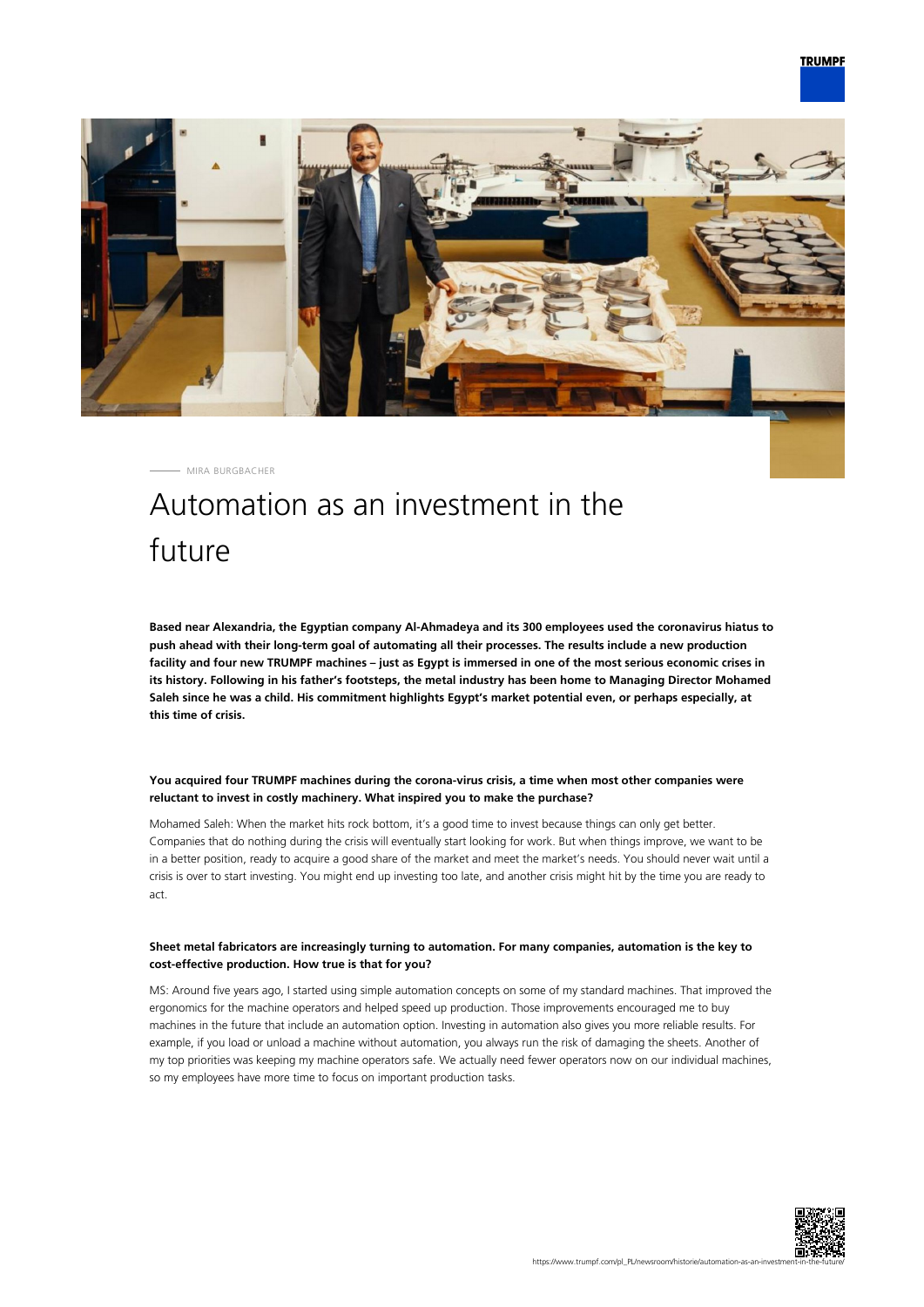MIRA BURGBACHER

# Automation as an investment in the future

**Based near Alexandria, the Egyptian company Al-Ahmadeya and its 300 employees used the coronavirus hiatus to push ahead with their long-term goal of automating all their processes. The results include a new production facility and four new TRUMPF machines – just as Egypt is immersed in one of the most serious economic crises in its history. Following in his father's footsteps, the metal industry has been home to Managing Director Mohamed Saleh since he was a child. His commitment highlights Egypt's market potential even, or perhaps especially, at this time of crisis.**

### You acquired four TRUMPF machines during the corona-virus crisis, a time when most other companies were reluctant to invest in costly machinery. What inspired you to make the purchase?

Mohamed Saleh: When the market hits rock bottom, it's a good time to invest because things can only get better. Companies that do nothing during the crisis will eventually start looking for work. But when things improve, we want to be in a better position, ready to acquire a good share of the market and meet the market's needs. You should never wait until a crisis is over to start investing. You might end up investing too late, and another crisis might hit by the time you are ready to act.

### Sheet metal fabricators are increasingly turning to automation. For many companies, automation is the key to cost-effective production. How true is that for you?

MS: Around five years ago, I started using simple automation concepts on some of my standard machines. That improved the ergonomics for the machine operators and helped speed up production. Those improvements encouraged me to buy machines in the future that include an automation option. Investing in automation also gives you more reliable results. For example, if you load or unload a machine without automation, you always run the risk of damaging the sheets. Another of my top priorities was keeping my machine operators safe. We actually need fewer operators now on our individual machines, so my employees have more time to focus on important production tasks.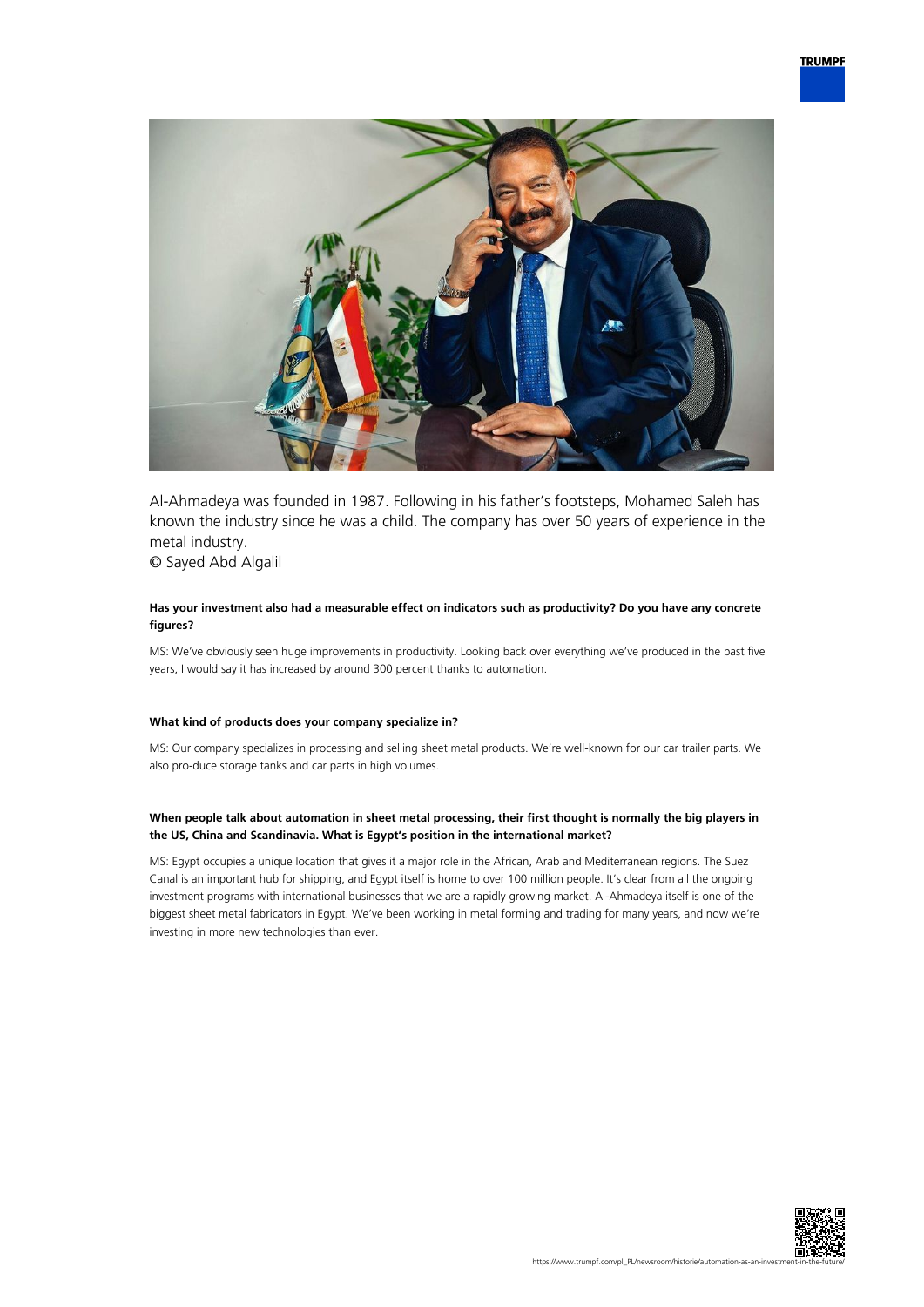Al-Ahmadeya was founded in 1987. Following in his father's footsteps, Mohamed Saleh has known the industry since he was a child. The company has over 50 years of experience in the metal industry.
© Sayed Abd Algalil

**Has your investment also had a measurable effect on indicators such as productivity? Do you have any concrete figures?**

MS: We've obviously seen huge improvements in productivity. Looking back over everything we've produced in the past five years, I would say it has increased by around 300 percent thanks to automation.

**What kind of products does your company specialize in?**

MS: Our company specializes in processing and selling sheet metal products. We're well-known for our car trailer parts. We also pro-duce storage tanks and car parts in high volumes.

**When people talk about automation in sheet metal processing, their first thought is normally the big players in the US, China and Scandinavia. What is Egypt's position in the international market?**

MS: Egypt occupies a unique location that gives it a major role in the African, Arab and Mediterranean regions. The Suez Canal is an important hub for shipping, and Egypt itself is home to over 100 million people. It's clear from all the ongoing investment programs with international businesses that we are a rapidly growing market. Al-Ahmadeya itself is one of the biggest sheet metal fabricators in Egypt. We've been working in metal forming and trading for many years, and now we're investing in more new technologies than ever.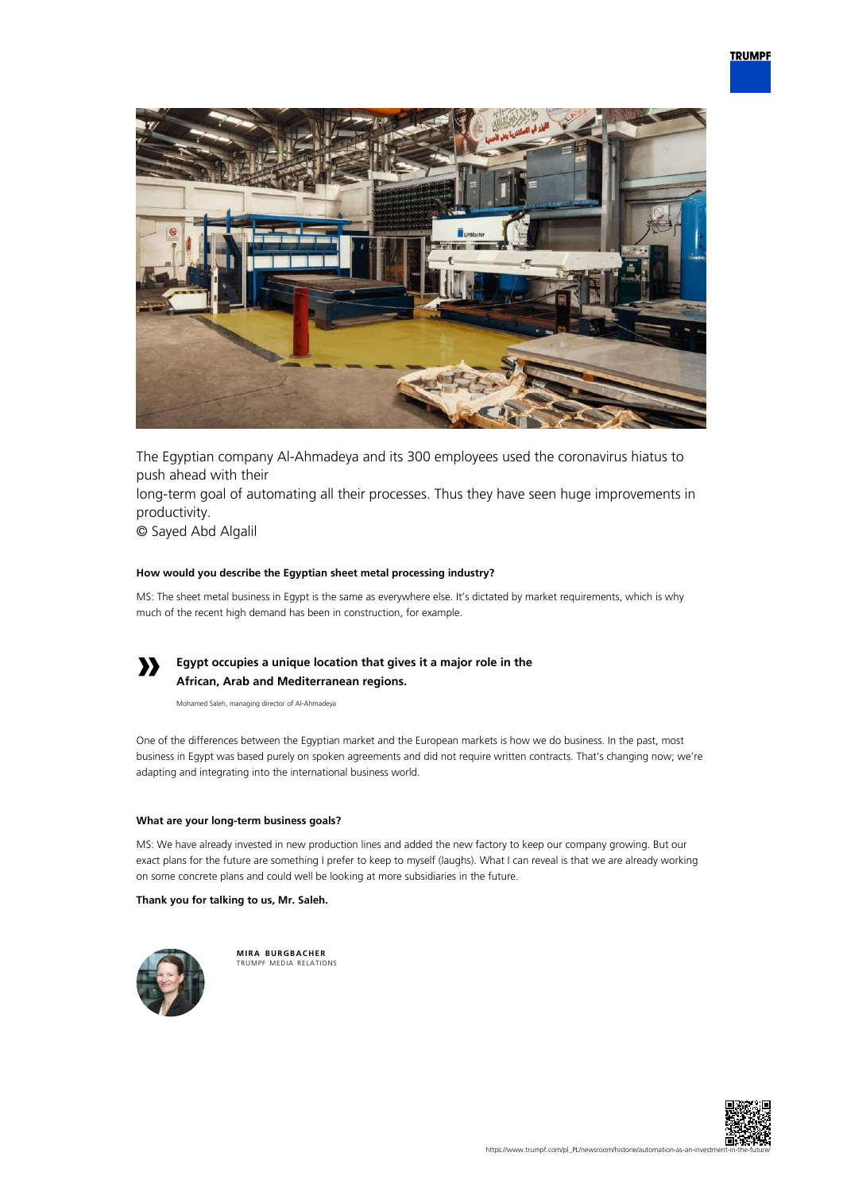The Egyptian company Al-Ahmadeya and its 300 employees used the coronavirus hiatus to push ahead with their
long-term goal of automating all their processes. Thus they have seen huge improvements in productivity.
© Sayed Abd Algalil

**How would you describe the Egyptian sheet metal processing industry?**

MS: The sheet metal business in Egypt is the same as everywhere else. It's dictated by market requirements, which is why much of the recent high demand has been in construction, for example.

> **Egypt occupies a unique location that gives it a major role in the African, Arab and Mediterranean regions.**
>
> Mohamed Saleh, managing director of Al-Ahmadeya

One of the differences between the Egyptian market and the European markets is how we do business. In the past, most business in Egypt was based purely on spoken agreements and did not require written contracts. That's changing now; we're adapting and integrating into the international business world.

**What are your long-term business goals?**

MS: We have already invested in new production lines and added the new factory to keep our company growing. But our exact plans for the future are something I prefer to keep to myself (laughs). What I can reveal is that we are already working on some concrete plans and could well be looking at more subsidiaries in the future.

**Thank you for talking to us, Mr. Saleh.**

**MIRA BURGBACHER**
TRUMPF MEDIA RELATIONS

https://www.trumpf.com/pl_PL/newsroom/historie/automation-as-an-investment-in-the-future/